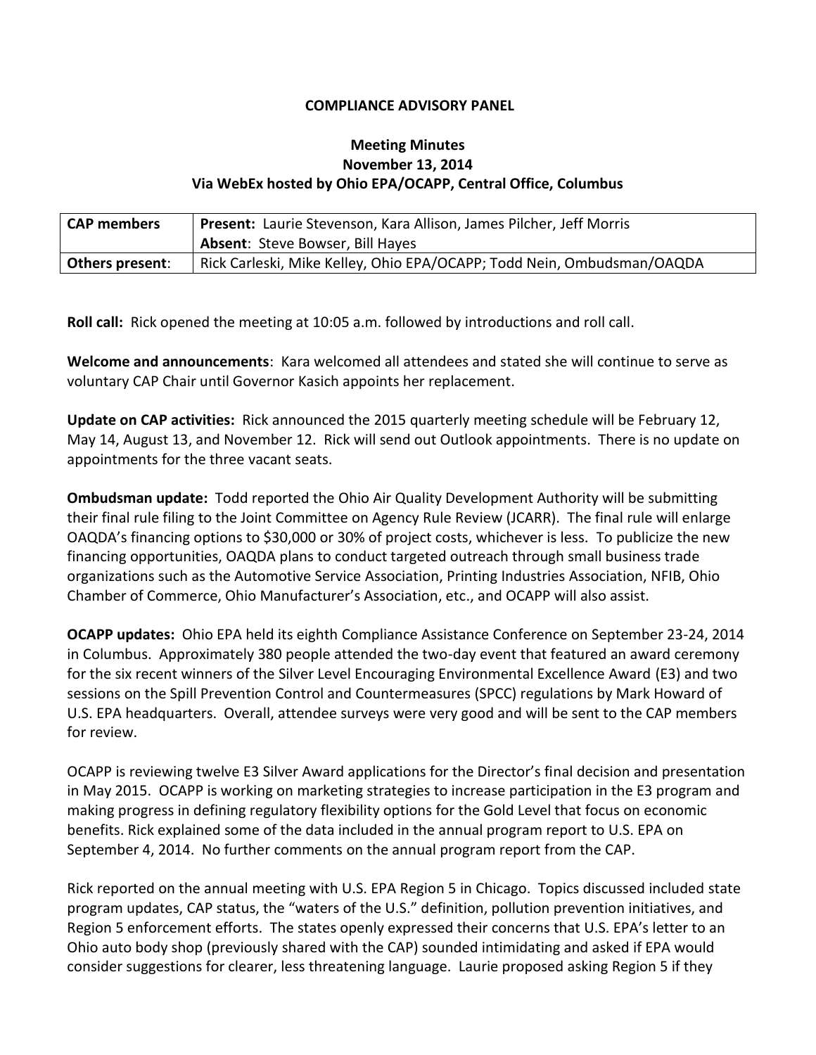**COMPLIANCE ADVISORY PANEL**

**Meeting Minutes**
**November 13, 2014**
**Via WebEx hosted by Ohio EPA/OCAPP, Central Office, Columbus**

| **CAP members** | **Present:** Laurie Stevenson, Kara Allison, James Pilcher, Jeff Morris<br>**Absent**: Steve Bowser, Bill Hayes |
|---|---|
| **Others present**: | Rick Carleski, Mike Kelley, Ohio EPA/OCAPP; Todd Nein, Ombudsman/OAQDA |

**Roll call:** Rick opened the meeting at 10:05 a.m. followed by introductions and roll call.

**Welcome and announcements**: Kara welcomed all attendees and stated she will continue to serve as voluntary CAP Chair until Governor Kasich appoints her replacement.

**Update on CAP activities:** Rick announced the 2015 quarterly meeting schedule will be February 12, May 14, August 13, and November 12. Rick will send out Outlook appointments. There is no update on appointments for the three vacant seats.

**Ombudsman update:** Todd reported the Ohio Air Quality Development Authority will be submitting their final rule filing to the Joint Committee on Agency Rule Review (JCARR). The final rule will enlarge OAQDA's financing options to $30,000 or 30% of project costs, whichever is less. To publicize the new financing opportunities, OAQDA plans to conduct targeted outreach through small business trade organizations such as the Automotive Service Association, Printing Industries Association, NFIB, Ohio Chamber of Commerce, Ohio Manufacturer's Association, etc., and OCAPP will also assist.

**OCAPP updates:** Ohio EPA held its eighth Compliance Assistance Conference on September 23-24, 2014 in Columbus. Approximately 380 people attended the two-day event that featured an award ceremony for the six recent winners of the Silver Level Encouraging Environmental Excellence Award (E3) and two sessions on the Spill Prevention Control and Countermeasures (SPCC) regulations by Mark Howard of U.S. EPA headquarters. Overall, attendee surveys were very good and will be sent to the CAP members for review.

OCAPP is reviewing twelve E3 Silver Award applications for the Director's final decision and presentation in May 2015. OCAPP is working on marketing strategies to increase participation in the E3 program and making progress in defining regulatory flexibility options for the Gold Level that focus on economic benefits. Rick explained some of the data included in the annual program report to U.S. EPA on September 4, 2014. No further comments on the annual program report from the CAP.

Rick reported on the annual meeting with U.S. EPA Region 5 in Chicago. Topics discussed included state program updates, CAP status, the "waters of the U.S." definition, pollution prevention initiatives, and Region 5 enforcement efforts. The states openly expressed their concerns that U.S. EPA's letter to an Ohio auto body shop (previously shared with the CAP) sounded intimidating and asked if EPA would consider suggestions for clearer, less threatening language. Laurie proposed asking Region 5 if they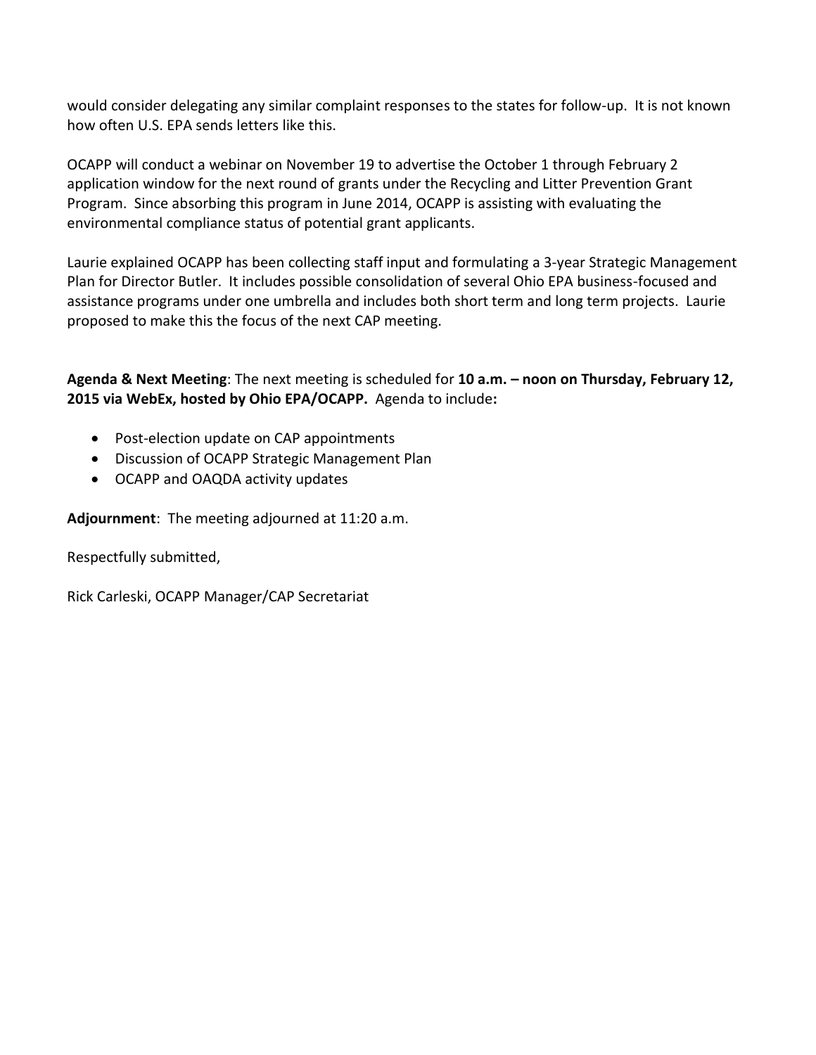would consider delegating any similar complaint responses to the states for follow-up. It is not known how often U.S. EPA sends letters like this.

OCAPP will conduct a webinar on November 19 to advertise the October 1 through February 2 application window for the next round of grants under the Recycling and Litter Prevention Grant Program. Since absorbing this program in June 2014, OCAPP is assisting with evaluating the environmental compliance status of potential grant applicants.

Laurie explained OCAPP has been collecting staff input and formulating a 3-year Strategic Management Plan for Director Butler. It includes possible consolidation of several Ohio EPA business-focused and assistance programs under one umbrella and includes both short term and long term projects. Laurie proposed to make this the focus of the next CAP meeting.

**Agenda & Next Meeting**: The next meeting is scheduled for **10 a.m. – noon on Thursday, February 12, 2015 via WebEx, hosted by Ohio EPA/OCAPP.** Agenda to include**:**

- Post-election update on CAP appointments
- Discussion of OCAPP Strategic Management Plan
- OCAPP and OAQDA activity updates

**Adjournment**: The meeting adjourned at 11:20 a.m.

Respectfully submitted,

Rick Carleski, OCAPP Manager/CAP Secretariat